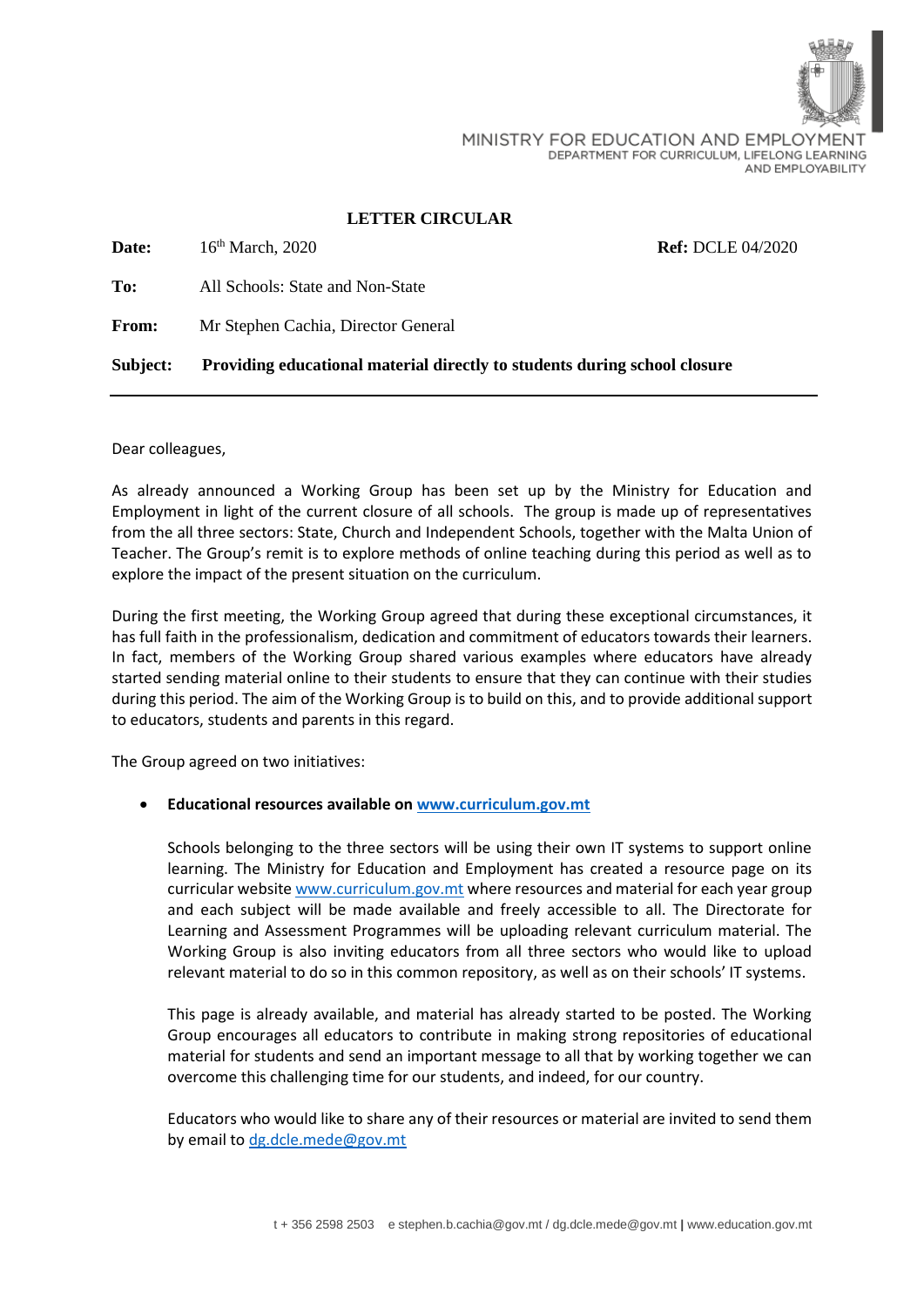MINISTRY FOR EDUCATION AND EMPLOYMENT
DEPARTMENT FOR CURRICULUM, LIFELONG LEARNING AND EMPLOYABILITY

## LETTER CIRCULAR

**Date:** 16th March, 2020 **Ref:** DCLE 04/2020

**To:** All Schools: State and Non-State

**From:** Mr Stephen Cachia, Director General

**Subject: Providing educational material directly to students during school closure**

---

Dear colleagues,

As already announced a Working Group has been set up by the Ministry for Education and Employment in light of the current closure of all schools. The group is made up of representatives from the all three sectors: State, Church and Independent Schools, together with the Malta Union of Teacher. The Group's remit is to explore methods of online teaching during this period as well as to explore the impact of the present situation on the curriculum.

During the first meeting, the Working Group agreed that during these exceptional circumstances, it has full faith in the professionalism, dedication and commitment of educators towards their learners. In fact, members of the Working Group shared various examples where educators have already started sending material online to their students to ensure that they can continue with their studies during this period. The aim of the Working Group is to build on this, and to provide additional support to educators, students and parents in this regard.

The Group agreed on two initiatives:

- **Educational resources available on www.curriculum.gov.mt**

  Schools belonging to the three sectors will be using their own IT systems to support online learning. The Ministry for Education and Employment has created a resource page on its curricular website www.curriculum.gov.mt where resources and material for each year group and each subject will be made available and freely accessible to all. The Directorate for Learning and Assessment Programmes will be uploading relevant curriculum material. The Working Group is also inviting educators from all three sectors who would like to upload relevant material to do so in this common repository, as well as on their schools' IT systems.

  This page is already available, and material has already started to be posted. The Working Group encourages all educators to contribute in making strong repositories of educational material for students and send an important message to all that by working together we can overcome this challenging time for our students, and indeed, for our country.

  Educators who would like to share any of their resources or material are invited to send them by email to dg.dcle.mede@gov.mt

t + 356 2598 2503 e stephen.b.cachia@gov.mt / dg.dcle.mede@gov.mt | www.education.gov.mt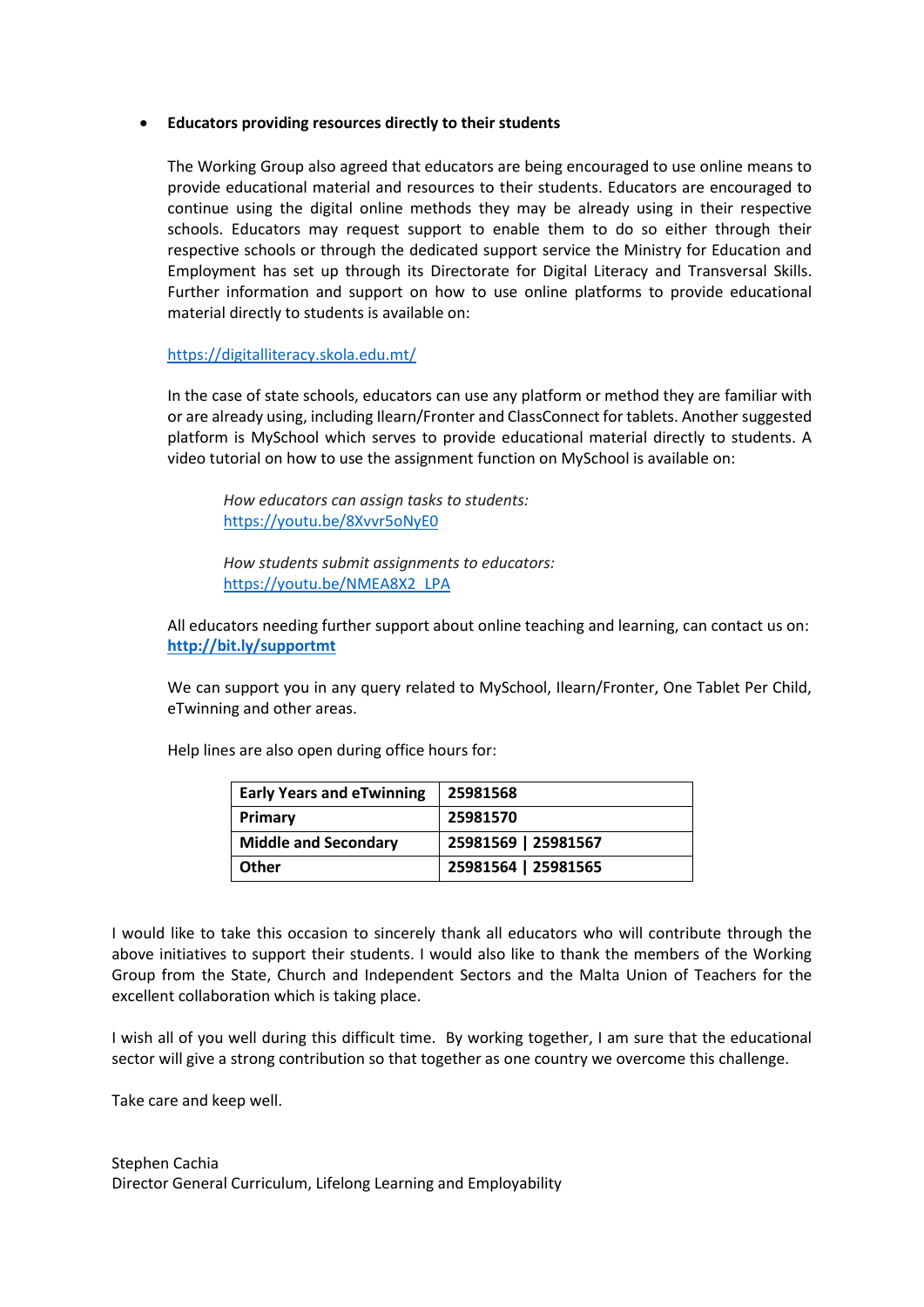- **Educators providing resources directly to their students**

  The Working Group also agreed that educators are being encouraged to use online means to provide educational material and resources to their students. Educators are encouraged to continue using the digital online methods they may be already using in their respective schools. Educators may request support to enable them to do so either through their respective schools or through the dedicated support service the Ministry for Education and Employment has set up through its Directorate for Digital Literacy and Transversal Skills. Further information and support on how to use online platforms to provide educational material directly to students is available on:

  https://digitalliteracy.skola.edu.mt/

  In the case of state schools, educators can use any platform or method they are familiar with or are already using, including Ilearn/Fronter and ClassConnect for tablets. Another suggested platform is MySchool which serves to provide educational material directly to students. A video tutorial on how to use the assignment function on MySchool is available on:

  > *How educators can assign tasks to students:*
  > https://youtu.be/8Xvvr5oNyE0
  >
  > *How students submit assignments to educators:*
  > https://youtu.be/NMEA8X2_LPA

  All educators needing further support about online teaching and learning, can contact us on: **http://bit.ly/supportmt**

  We can support you in any query related to MySchool, Ilearn/Fronter, One Tablet Per Child, eTwinning and other areas.

  Help lines are also open during office hours for:

| | |
|---|---|
| **Early Years and eTwinning** | **25981568** |
| **Primary** | **25981570** |
| **Middle and Secondary** | **25981569 \| 25981567** |
| **Other** | **25981564 \| 25981565** |

I would like to take this occasion to sincerely thank all educators who will contribute through the above initiatives to support their students. I would also like to thank the members of the Working Group from the State, Church and Independent Sectors and the Malta Union of Teachers for the excellent collaboration which is taking place.

I wish all of you well during this difficult time. By working together, I am sure that the educational sector will give a strong contribution so that together as one country we overcome this challenge.

Take care and keep well.

Stephen Cachia
Director General Curriculum, Lifelong Learning and Employability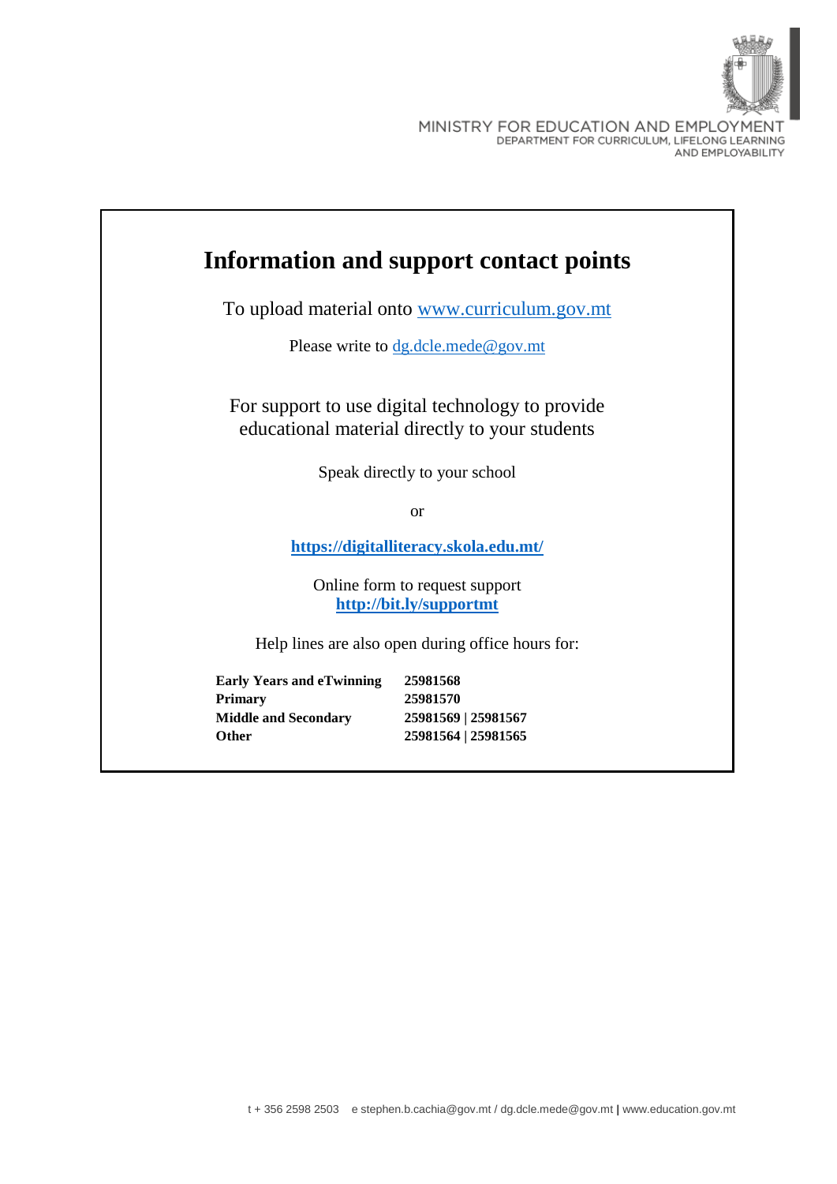MINISTRY FOR EDUCATION AND EMPLOYMENT
DEPARTMENT FOR CURRICULUM, LIFELONG LEARNING AND EMPLOYABILITY

# Information and support contact points

To upload material onto www.curriculum.gov.mt

Please write to dg.dcle.mede@gov.mt

For support to use digital technology to provide educational material directly to your students

Speak directly to your school

or

**https://digitalliteracy.skola.edu.mt/**

Online form to request support
**http://bit.ly/supportmt**

Help lines are also open during office hours for:

| | |
|---|---|
| **Early Years and eTwinning** | **25981568** |
| **Primary** | **25981570** |
| **Middle and Secondary** | **25981569 \| 25981567** |
| **Other** | **25981564 \| 25981565** |

t + 356 2598 2503 e stephen.b.cachia@gov.mt / dg.dcle.mede@gov.mt | www.education.gov.mt